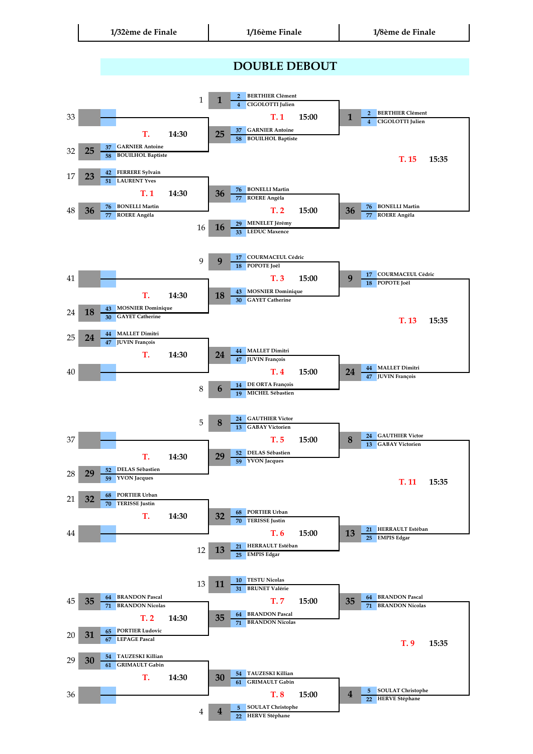| 1/32ème de Finale | 1/16ème Finale | 1/8ème de Finale |
|---|---|---|

# DOUBLE DEBOUT

## Bloc 1

**1/32ème de Finale**

- T. — 14:30
  - 33 : (vide)
  - 32 : **25** — 37 GARNIER Antoine / 58 BOUILHOL Baptiste
- T. 1 — 14:30
  - 17 : **23** — 42 FERRERE Sylvain / 51 LAURENT Yves
  - 48 : **36** — 76 BONELLI Martin / 77 ROERE Angéla

**1/16ème Finale**

- T. 1 — 15:00
  - 1 : **1** — 2 BERTHIER Clément / 4 CIGOLOTTI Julien
  - **25** — 37 GARNIER Antoine / 58 BOUILHOL Baptiste
- T. 2 — 15:00
  - **36** — 76 BONELLI Martin / 77 ROERE Angéla
  - 16 : **16** — 29 MENELET Jérémy / 33 LEDUC Maxence

**1/8ème de Finale**

- T. 15 — 15:35
  - **1** — 2 BERTHIER Clément / 4 CIGOLOTTI Julien
  - **36** — 76 BONELLI Martin / 77 ROERE Angéla

## Bloc 2

**1/32ème de Finale**

- T. — 14:30
  - 41 : (vide)
  - 24 : **18** — 43 MOSNIER Dominique / 30 GAYET Catherine
- T. — 14:30
  - 25 : **24** — 44 MALLET Dimitri / 47 JUVIN François
  - 40 : (vide)

**1/16ème Finale**

- T. 3 — 15:00
  - 9 : **9** — 17 COURMACEUL Cédric / 18 POPOTE Joël
  - **18** — 43 MOSNIER Dominique / 30 GAYET Catherine
- T. 4 — 15:00
  - **24** — 44 MALLET Dimitri / 47 JUVIN François
  - 8 : **6** — 14 DE ORTA François / 19 MICHEL Sébastien

**1/8ème de Finale**

- T. 13 — 15:35
  - **9** — 17 COURMACEUL Cédric / 18 POPOTE Joël
  - **24** — 44 MALLET Dimitri / 47 JUVIN François

## Bloc 3

**1/32ème de Finale**

- T. — 14:30
  - 37 : (vide)
  - 28 : **29** — 52 DELAS Sébastien / 59 YVON Jacques
- T. — 14:30
  - 21 : **32** — 68 PORTIER Urban / 70 TERISSE Justin
  - 44 : (vide)

**1/16ème Finale**

- T. 5 — 15:00
  - 5 : **8** — 24 GAUTHIER Victor / 13 GABAY Victorien
  - **29** — 52 DELAS Sébastien / 59 YVON Jacques
- T. 6 — 15:00
  - **32** — 68 PORTIER Urban / 70 TERISSE Justin
  - 12 : **13** — 21 HERRAULT Estéban / 25 EMPIS Edgar

**1/8ème de Finale**

- T. 11 — 15:35
  - **8** — 24 GAUTHIER Victor / 13 GABAY Victorien
  - **13** — 21 HERRAULT Estéban / 25 EMPIS Edgar

## Bloc 4

**1/32ème de Finale**

- T. 2 — 14:30
  - 45 : **35** — 64 BRANDON Pascal / 71 BRANDON Nicolas
  - 20 : **31** — 65 PORTIER Ludovic / 67 LEPAGE Pascal
- T. — 14:30
  - 29 : **30** — 54 TAUZESKI Killian / 61 GRIMAULT Gabin
  - 36 : (vide)

**1/16ème Finale**

- T. 7 — 15:00
  - 13 : **11** — 10 TESTU Nicolas / 31 BRUNET Valérie
  - **35** — 64 BRANDON Pascal / 71 BRANDON Nicolas
- T. 8 — 15:00
  - **30** — 54 TAUZESKI Killian / 61 GRIMAULT Gabin
  - 4 : **4** — 5 SOULAT Christophe / 22 HERVE Stéphane

**1/8ème de Finale**

- T. 9 — 15:35
  - **35** — 64 BRANDON Pascal / 71 BRANDON Nicolas
  - **4** — 5 SOULAT Christophe / 22 HERVE Stéphane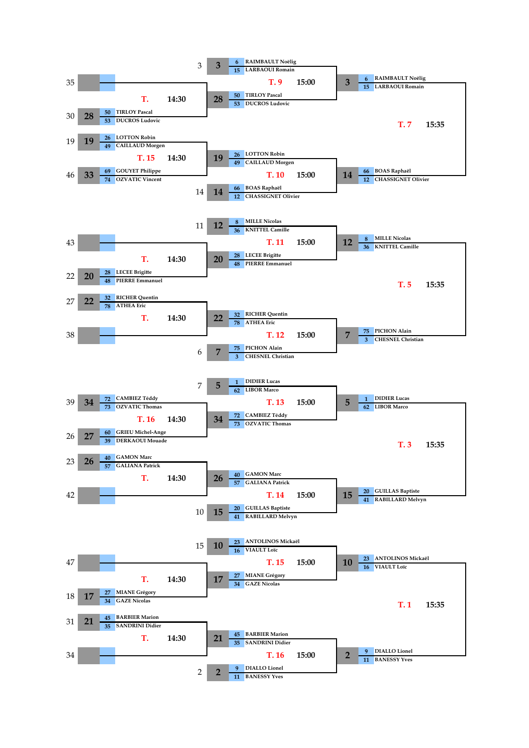3 | 3 | 6 RAIMBAULT Noëlig / 15 LARBAOUI Romain

35 | (empty)

T. 14:30

30 | 28 | 50 TIRLOY Pascal / 53 DUCROS Ludovic

28 | 50 TIRLOY Pascal / 53 DUCROS Ludovic

T. 9 15:00

3 | 6 RAIMBAULT Noëlig / 15 LARBAOUI Romain

T. 7 15:35

19 | 19 | 26 LOTTON Robin / 49 CAILLAUD Morgen

T. 15 14:30

46 | 33 | 69 GOUYET Philippe / 74 OZVATIC Vincent

19 | 26 LOTTON Robin / 49 CAILLAUD Morgen

T. 10 15:00

14 | 14 | 66 BOAS Raphaël / 12 CHASSIGNET Olivier

14 | 66 BOAS Raphaël / 12 CHASSIGNET Olivier

---

11 | 12 | 8 MILLE Nicolas / 36 KNITTEL Camille

43 | (empty)

T. 14:30

22 | 20 | 28 LECEE Brigitte / 48 PIERRE Emmanuel

20 | 28 LECEE Brigitte / 48 PIERRE Emmanuel

T. 11 15:00

12 | 8 MILLE Nicolas / 36 KNITTEL Camille

T. 5 15:35

27 | 22 | 32 RICHER Quentin / 78 ATHEA Eric

T. 14:30

38 | (empty)

22 | 32 RICHER Quentin / 78 ATHEA Eric

T. 12 15:00

6 | 7 | 75 PICHON Alain / 3 CHESNEL Christian

7 | 75 PICHON Alain / 3 CHESNEL Christian

---

7 | 5 | 1 DIDIER Lucas / 62 LIBOR Marco

39 | 34 | 72 CAMBIEZ Téddy / 73 OZVATIC Thomas

T. 16 14:30

26 | 27 | 60 GRIEU Michel-Ange / 39 DERKAOUI Mouade

34 | 72 CAMBIEZ Téddy / 73 OZVATIC Thomas

T. 13 15:00

5 | 1 DIDIER Lucas / 62 LIBOR Marco

T. 3 15:35

23 | 26 | 40 GAMON Marc / 57 GALIANA Patrick

T. 14:30

42 | (empty)

26 | 40 GAMON Marc / 57 GALIANA Patrick

T. 14 15:00

10 | 15 | 20 GUILLAS Baptiste / 41 RABILLARD Melvyn

15 | 20 GUILLAS Baptiste / 41 RABILLARD Melvyn

---

15 | 10 | 23 ANTOLINOS Mickaël / 16 VIAULT Loïc

47 | (empty)

T. 14:30

18 | 17 | 27 MIANE Grégory / 34 GAZE Nicolas

17 | 27 MIANE Grégory / 34 GAZE Nicolas

T. 15 15:00

10 | 23 ANTOLINOS Mickaël / 16 VIAULT Loïc

T. 1 15:35

31 | 21 | 45 BARBIER Marion / 35 SANDRINI Didier

T. 14:30

34 | (empty)

21 | 45 BARBIER Marion / 35 SANDRINI Didier

T. 16 15:00

2 | 2 | 9 DIALLO Lionel / 11 BANESSY Yves

2 | 9 DIALLO Lionel / 11 BANESSY Yves